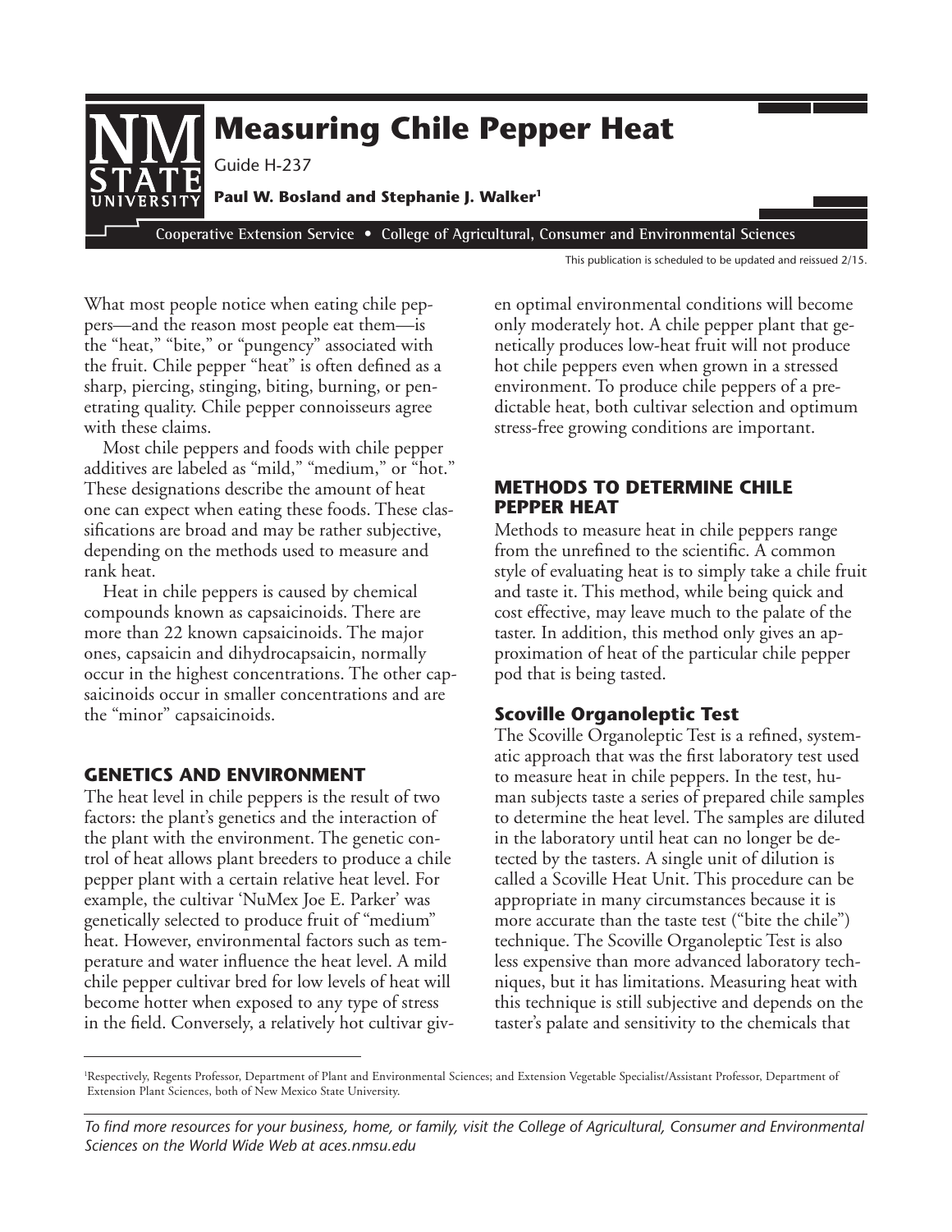# Measuring Chile Pepper Heat

Guide H-237

**Paul W. Bosland and Stephanie J. Walker[1]**

Cooperative Extension Service • College of Agricultural, Consumer and Environmental Sciences

This publication is scheduled to be updated and reissued 2/15.

What most people notice when eating chile peppers—and the reason most people eat them—is the "heat," "bite," or "pungency" associated with the fruit. Chile pepper "heat" is often defined as a sharp, piercing, stinging, biting, burning, or penetrating quality. Chile pepper connoisseurs agree with these claims.

Most chile peppers and foods with chile pepper additives are labeled as "mild," "medium," or "hot." These designations describe the amount of heat one can expect when eating these foods. These classifications are broad and may be rather subjective, depending on the methods used to measure and rank heat.

Heat in chile peppers is caused by chemical compounds known as capsaicinoids. There are more than 22 known capsaicinoids. The major ones, capsaicin and dihydrocapsaicin, normally occur in the highest concentrations. The other capsaicinoids occur in smaller concentrations and are the "minor" capsaicinoids.

## GENETICS AND ENVIRONMENT

The heat level in chile peppers is the result of two factors: the plant's genetics and the interaction of the plant with the environment. The genetic control of heat allows plant breeders to produce a chile pepper plant with a certain relative heat level. For example, the cultivar 'NuMex Joe E. Parker' was genetically selected to produce fruit of "medium" heat. However, environmental factors such as temperature and water influence the heat level. A mild chile pepper cultivar bred for low levels of heat will become hotter when exposed to any type of stress in the field. Conversely, a relatively hot cultivar given optimal environmental conditions will become only moderately hot. A chile pepper plant that genetically produces low-heat fruit will not produce hot chile peppers even when grown in a stressed environment. To produce chile peppers of a predictable heat, both cultivar selection and optimum stress-free growing conditions are important.

## METHODS TO DETERMINE CHILE PEPPER HEAT

Methods to measure heat in chile peppers range from the unrefined to the scientific. A common style of evaluating heat is to simply take a chile fruit and taste it. This method, while being quick and cost effective, may leave much to the palate of the taster. In addition, this method only gives an approximation of heat of the particular chile pepper pod that is being tasted.

### Scoville Organoleptic Test

The Scoville Organoleptic Test is a refined, systematic approach that was the first laboratory test used to measure heat in chile peppers. In the test, human subjects taste a series of prepared chile samples to determine the heat level. The samples are diluted in the laboratory until heat can no longer be detected by the tasters. A single unit of dilution is called a Scoville Heat Unit. This procedure can be appropriate in many circumstances because it is more accurate than the taste test ("bite the chile") technique. The Scoville Organoleptic Test is also less expensive than more advanced laboratory techniques, but it has limitations. Measuring heat with this technique is still subjective and depends on the taster's palate and sensitivity to the chemicals that

[1] Respectively, Regents Professor, Department of Plant and Environmental Sciences; and Extension Vegetable Specialist/Assistant Professor, Department of Extension Plant Sciences, both of New Mexico State University.

*To find more resources for your business, home, or family, visit the College of Agricultural, Consumer and Environmental Sciences on the World Wide Web at aces.nmsu.edu*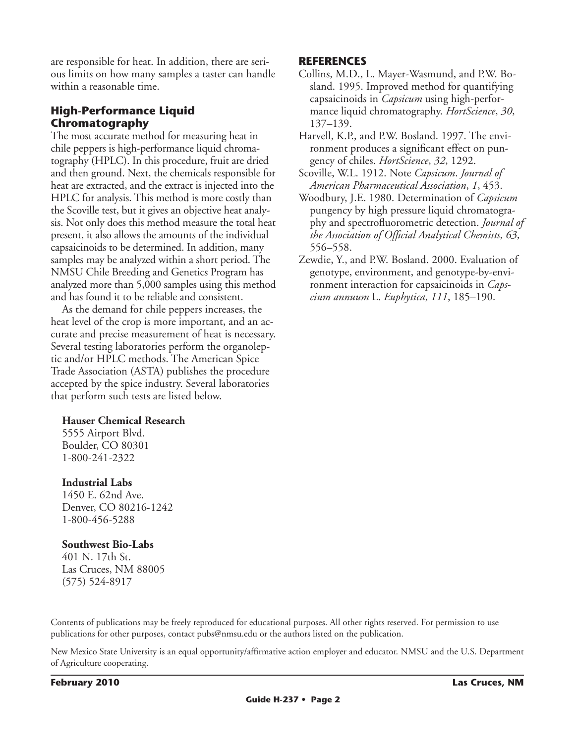are responsible for heat. In addition, there are serious limits on how many samples a taster can handle within a reasonable time.

### High-Performance Liquid Chromatography

The most accurate method for measuring heat in chile peppers is high-performance liquid chromatography (HPLC). In this procedure, fruit are dried and then ground. Next, the chemicals responsible for heat are extracted, and the extract is injected into the HPLC for analysis. This method is more costly than the Scoville test, but it gives an objective heat analysis. Not only does this method measure the total heat present, it also allows the amounts of the individual capsaicinoids to be determined. In addition, many samples may be analyzed within a short period. The NMSU Chile Breeding and Genetics Program has analyzed more than 5,000 samples using this method and has found it to be reliable and consistent.

As the demand for chile peppers increases, the heat level of the crop is more important, and an accurate and precise measurement of heat is necessary. Several testing laboratories perform the organoleptic and/or HPLC methods. The American Spice Trade Association (ASTA) publishes the procedure accepted by the spice industry. Several laboratories that perform such tests are listed below.

**Hauser Chemical Research**
5555 Airport Blvd.
Boulder, CO 80301
1-800-241-2322

**Industrial Labs**
1450 E. 62nd Ave.
Denver, CO 80216-1242
1-800-456-5288

**Southwest Bio-Labs**
401 N. 17th St.
Las Cruces, NM 88005
(575) 524-8917

## REFERENCES

Collins, M.D., L. Mayer-Wasmund, and P.W. Bosland. 1995. Improved method for quantifying capsaicinoids in *Capsicum* using high-performance liquid chromatography. *HortScience*, *30*, 137–139.

Harvell, K.P., and P.W. Bosland. 1997. The environment produces a significant effect on pungency of chiles. *HortScience*, *32*, 1292.

Scoville, W.L. 1912. Note *Capsicum*. *Journal of American Pharmaceutical Association*, *1*, 453.

Woodbury, J.E. 1980. Determination of *Capsicum* pungency by high pressure liquid chromatography and spectrofluorometric detection. *Journal of the Association of Official Analytical Chemists*, *63*, 556–558.

Zewdie, Y., and P.W. Bosland. 2000. Evaluation of genotype, environment, and genotype-by-environment interaction for capsaicinoids in *Capscium annuum* L. *Euphytica*, *111*, 185–190.

Contents of publications may be freely reproduced for educational purposes. All other rights reserved. For permission to use publications for other purposes, contact pubs@nmsu.edu or the authors listed on the publication.

New Mexico State University is an equal opportunity/affirmative action employer and educator. NMSU and the U.S. Department of Agriculture cooperating.

**February 2010** **Las Cruces, NM**